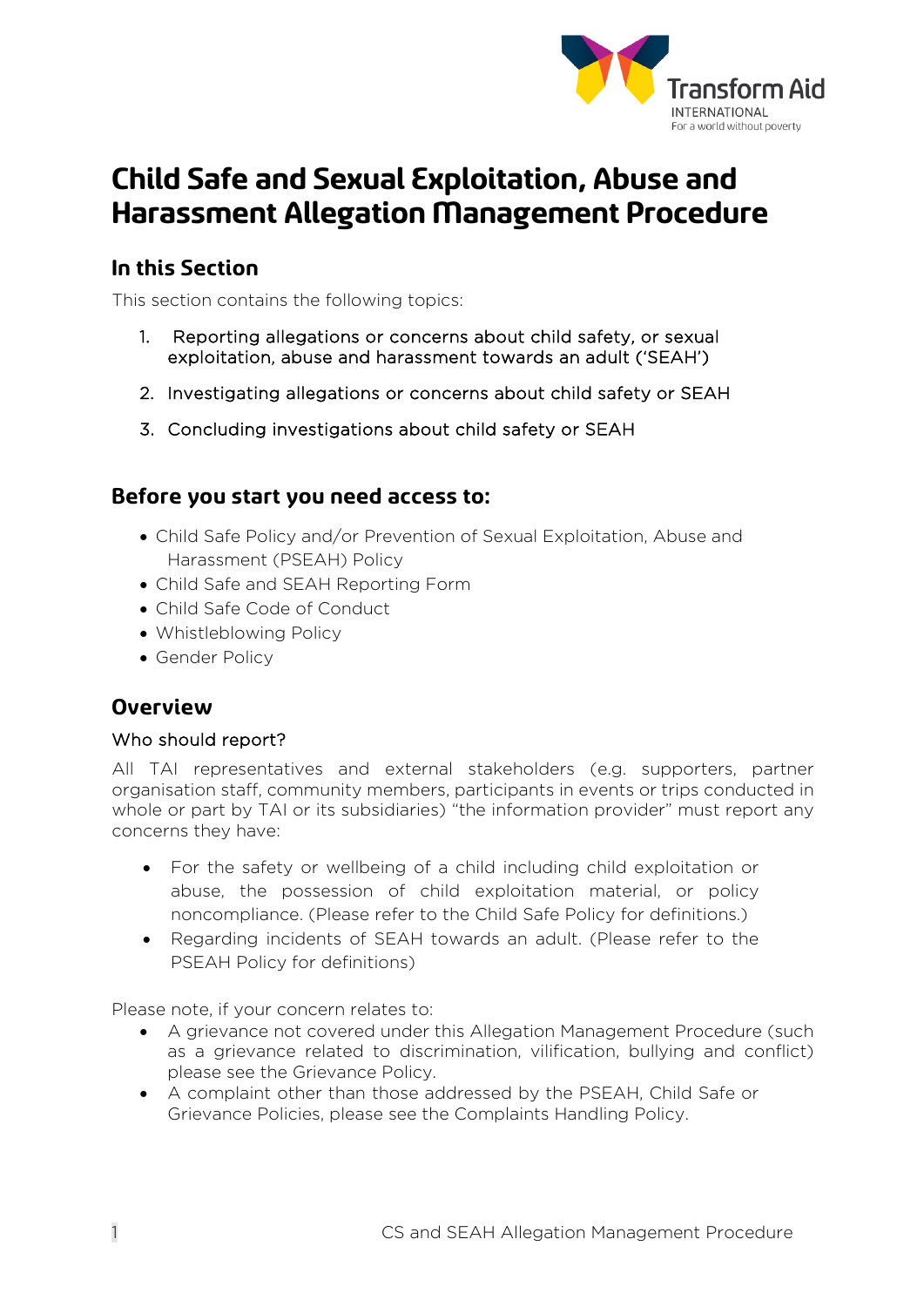# Child Safe and Sexual Exploitation, Abuse and Harassment Allegation Management Procedure

## In this Section

This section contains the following topics:

1. Reporting allegations or concerns about child safety, or sexual exploitation, abuse and harassment towards an adult ('SEAH')
2. Investigating allegations or concerns about child safety or SEAH
3. Concluding investigations about child safety or SEAH

## Before you start you need access to:

- Child Safe Policy and/or Prevention of Sexual Exploitation, Abuse and Harassment (PSEAH) Policy
- Child Safe and SEAH Reporting Form
- Child Safe Code of Conduct
- Whistleblowing Policy
- Gender Policy

## Overview

### Who should report?

All TAI representatives and external stakeholders (e.g. supporters, partner organisation staff, community members, participants in events or trips conducted in whole or part by TAI or its subsidiaries) "the information provider" must report any concerns they have:

- For the safety or wellbeing of a child including child exploitation or abuse, the possession of child exploitation material, or policy noncompliance. (Please refer to the Child Safe Policy for definitions.)
- Regarding incidents of SEAH towards an adult. (Please refer to the PSEAH Policy for definitions)

Please note, if your concern relates to:

- A grievance not covered under this Allegation Management Procedure (such as a grievance related to discrimination, vilification, bullying and conflict) please see the Grievance Policy.
- A complaint other than those addressed by the PSEAH, Child Safe or Grievance Policies, please see the Complaints Handling Policy.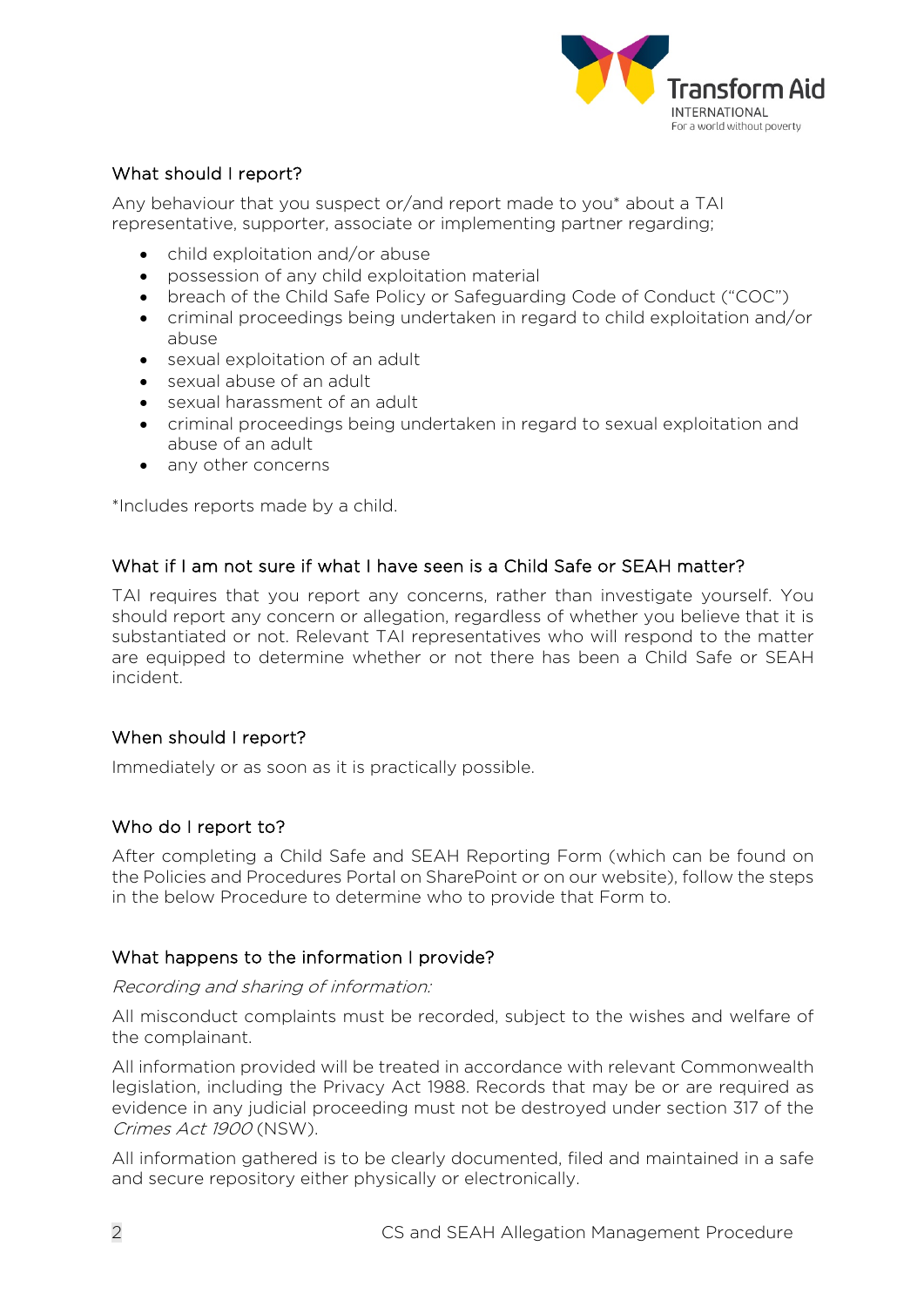### What should I report?

Any behaviour that you suspect or/and report made to you* about a TAI representative, supporter, associate or implementing partner regarding;

- child exploitation and/or abuse
- possession of any child exploitation material
- breach of the Child Safe Policy or Safeguarding Code of Conduct ("COC")
- criminal proceedings being undertaken in regard to child exploitation and/or abuse
- sexual exploitation of an adult
- sexual abuse of an adult
- sexual harassment of an adult
- criminal proceedings being undertaken in regard to sexual exploitation and abuse of an adult
- any other concerns

*Includes reports made by a child.

### What if I am not sure if what I have seen is a Child Safe or SEAH matter?

TAI requires that you report any concerns, rather than investigate yourself. You should report any concern or allegation, regardless of whether you believe that it is substantiated or not. Relevant TAI representatives who will respond to the matter are equipped to determine whether or not there has been a Child Safe or SEAH incident.

### When should I report?

Immediately or as soon as it is practically possible.

### Who do I report to?

After completing a Child Safe and SEAH Reporting Form (which can be found on the Policies and Procedures Portal on SharePoint or on our website), follow the steps in the below Procedure to determine who to provide that Form to.

### What happens to the information I provide?

*Recording and sharing of information:*

All misconduct complaints must be recorded, subject to the wishes and welfare of the complainant.

All information provided will be treated in accordance with relevant Commonwealth legislation, including the Privacy Act 1988. Records that may be or are required as evidence in any judicial proceeding must not be destroyed under section 317 of the *Crimes Act 1900* (NSW).

All information gathered is to be clearly documented, filed and maintained in a safe and secure repository either physically or electronically.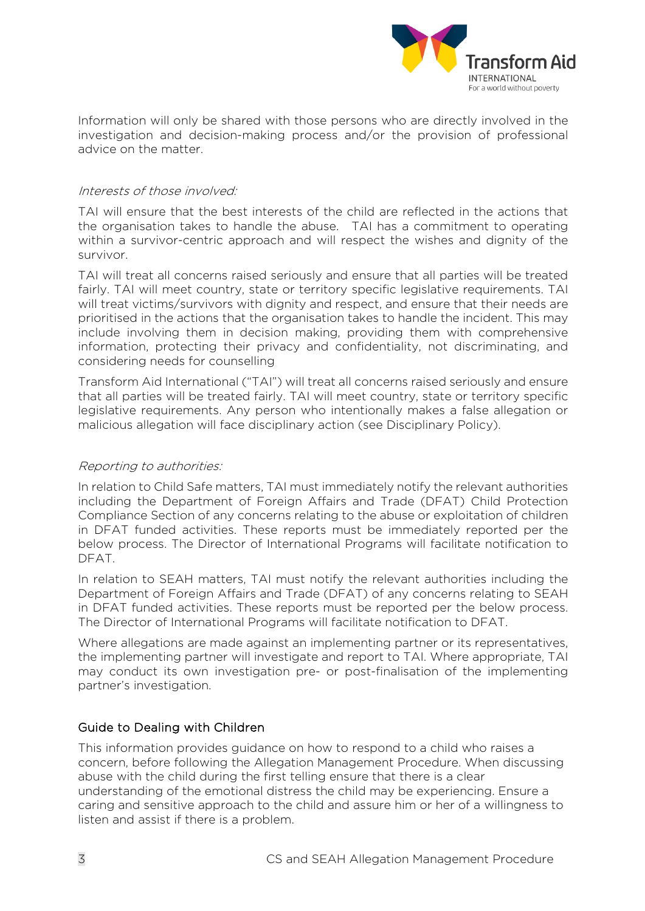Information will only be shared with those persons who are directly involved in the investigation and decision-making process and/or the provision of professional advice on the matter.

*Interests of those involved:*

TAI will ensure that the best interests of the child are reflected in the actions that the organisation takes to handle the abuse. TAI has a commitment to operating within a survivor-centric approach and will respect the wishes and dignity of the survivor.

TAI will treat all concerns raised seriously and ensure that all parties will be treated fairly. TAI will meet country, state or territory specific legislative requirements. TAI will treat victims/survivors with dignity and respect, and ensure that their needs are prioritised in the actions that the organisation takes to handle the incident. This may include involving them in decision making, providing them with comprehensive information, protecting their privacy and confidentiality, not discriminating, and considering needs for counselling

Transform Aid International ("TAI") will treat all concerns raised seriously and ensure that all parties will be treated fairly. TAI will meet country, state or territory specific legislative requirements. Any person who intentionally makes a false allegation or malicious allegation will face disciplinary action (see Disciplinary Policy).

*Reporting to authorities:*

In relation to Child Safe matters, TAI must immediately notify the relevant authorities including the Department of Foreign Affairs and Trade (DFAT) Child Protection Compliance Section of any concerns relating to the abuse or exploitation of children in DFAT funded activities. These reports must be immediately reported per the below process. The Director of International Programs will facilitate notification to DFAT.

In relation to SEAH matters, TAI must notify the relevant authorities including the Department of Foreign Affairs and Trade (DFAT) of any concerns relating to SEAH in DFAT funded activities. These reports must be reported per the below process. The Director of International Programs will facilitate notification to DFAT.

Where allegations are made against an implementing partner or its representatives, the implementing partner will investigate and report to TAI. Where appropriate, TAI may conduct its own investigation pre- or post-finalisation of the implementing partner's investigation.

## Guide to Dealing with Children

This information provides guidance on how to respond to a child who raises a concern, before following the Allegation Management Procedure. When discussing abuse with the child during the first telling ensure that there is a clear understanding of the emotional distress the child may be experiencing. Ensure a caring and sensitive approach to the child and assure him or her of a willingness to listen and assist if there is a problem.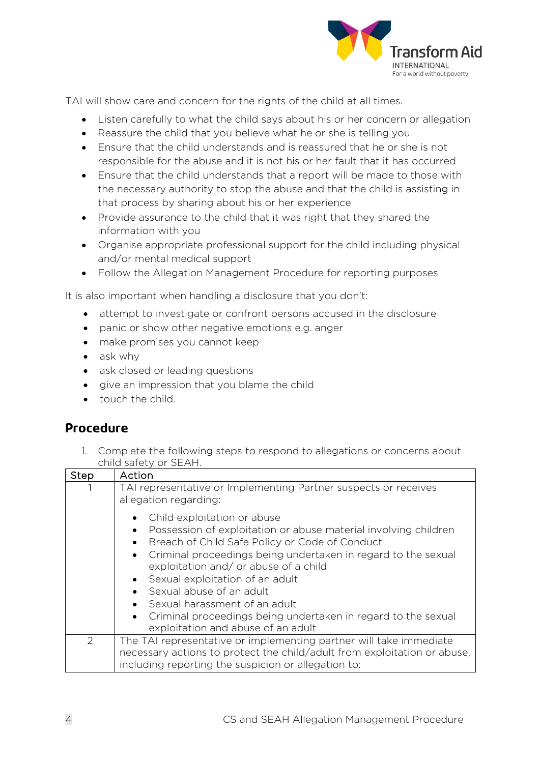TAI will show care and concern for the rights of the child at all times.

- Listen carefully to what the child says about his or her concern or allegation
- Reassure the child that you believe what he or she is telling you
- Ensure that the child understands and is reassured that he or she is not responsible for the abuse and it is not his or her fault that it has occurred
- Ensure that the child understands that a report will be made to those with the necessary authority to stop the abuse and that the child is assisting in that process by sharing about his or her experience
- Provide assurance to the child that it was right that they shared the information with you
- Organise appropriate professional support for the child including physical and/or mental medical support
- Follow the Allegation Management Procedure for reporting purposes

It is also important when handling a disclosure that you don't:

- attempt to investigate or confront persons accused in the disclosure
- panic or show other negative emotions e.g. anger
- make promises you cannot keep
- ask why
- ask closed or leading questions
- give an impression that you blame the child
- touch the child.

## Procedure

1. Complete the following steps to respond to allegations or concerns about child safety or SEAH.

| Step | Action |
|---|---|
| 1 | TAI representative or Implementing Partner suspects or receives allegation regarding:<br><br>• Child exploitation or abuse<br>• Possession of exploitation or abuse material involving children<br>• Breach of Child Safe Policy or Code of Conduct<br>• Criminal proceedings being undertaken in regard to the sexual exploitation and/ or abuse of a child<br>• Sexual exploitation of an adult<br>• Sexual abuse of an adult<br>• Sexual harassment of an adult<br>• Criminal proceedings being undertaken in regard to the sexual exploitation and abuse of an adult |
| 2 | The TAI representative or implementing partner will take immediate necessary actions to protect the child/adult from exploitation or abuse, including reporting the suspicion or allegation to: |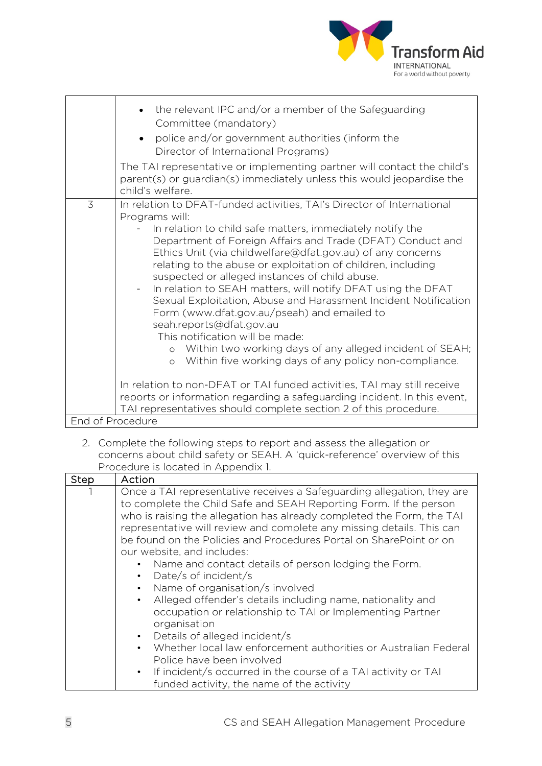| | |
|---|---|
| | • the relevant IPC and/or a member of the Safeguarding Committee (mandatory)<br>• police and/or government authorities (inform the Director of International Programs)<br><br>The TAI representative or implementing partner will contact the child's parent(s) or guardian(s) immediately unless this would jeopardise the child's welfare. |
| 3 | In relation to DFAT-funded activities, TAI's Director of International Programs will:<br>- In relation to child safe matters, immediately notify the Department of Foreign Affairs and Trade (DFAT) Conduct and Ethics Unit (via childwelfare@dfat.gov.au) of any concerns relating to the abuse or exploitation of children, including suspected or alleged instances of child abuse.<br>- In relation to SEAH matters, will notify DFAT using the DFAT Sexual Exploitation, Abuse and Harassment Incident Notification Form (www.dfat.gov.au/pseah) and emailed to seah.reports@dfat.gov.au<br>This notification will be made:<br>o Within two working days of any alleged incident of SEAH;<br>o Within five working days of any policy non-compliance.<br><br>In relation to non-DFAT or TAI funded activities, TAI may still receive reports or information regarding a safeguarding incident. In this event, TAI representatives should complete section 2 of this procedure. |
| End of Procedure | |

2. Complete the following steps to report and assess the allegation or concerns about child safety or SEAH. A 'quick-reference' overview of this Procedure is located in Appendix 1.

| Step | Action |
|---|---|
| 1 | Once a TAI representative receives a Safeguarding allegation, they are to complete the Child Safe and SEAH Reporting Form. If the person who is raising the allegation has already completed the Form, the TAI representative will review and complete any missing details. This can be found on the Policies and Procedures Portal on SharePoint or on our website, and includes:<br>• Name and contact details of person lodging the Form.<br>• Date/s of incident/s<br>• Name of organisation/s involved<br>• Alleged offender's details including name, nationality and occupation or relationship to TAI or Implementing Partner organisation<br>• Details of alleged incident/s<br>• Whether local law enforcement authorities or Australian Federal Police have been involved<br>• If incident/s occurred in the course of a TAI activity or TAI funded activity, the name of the activity |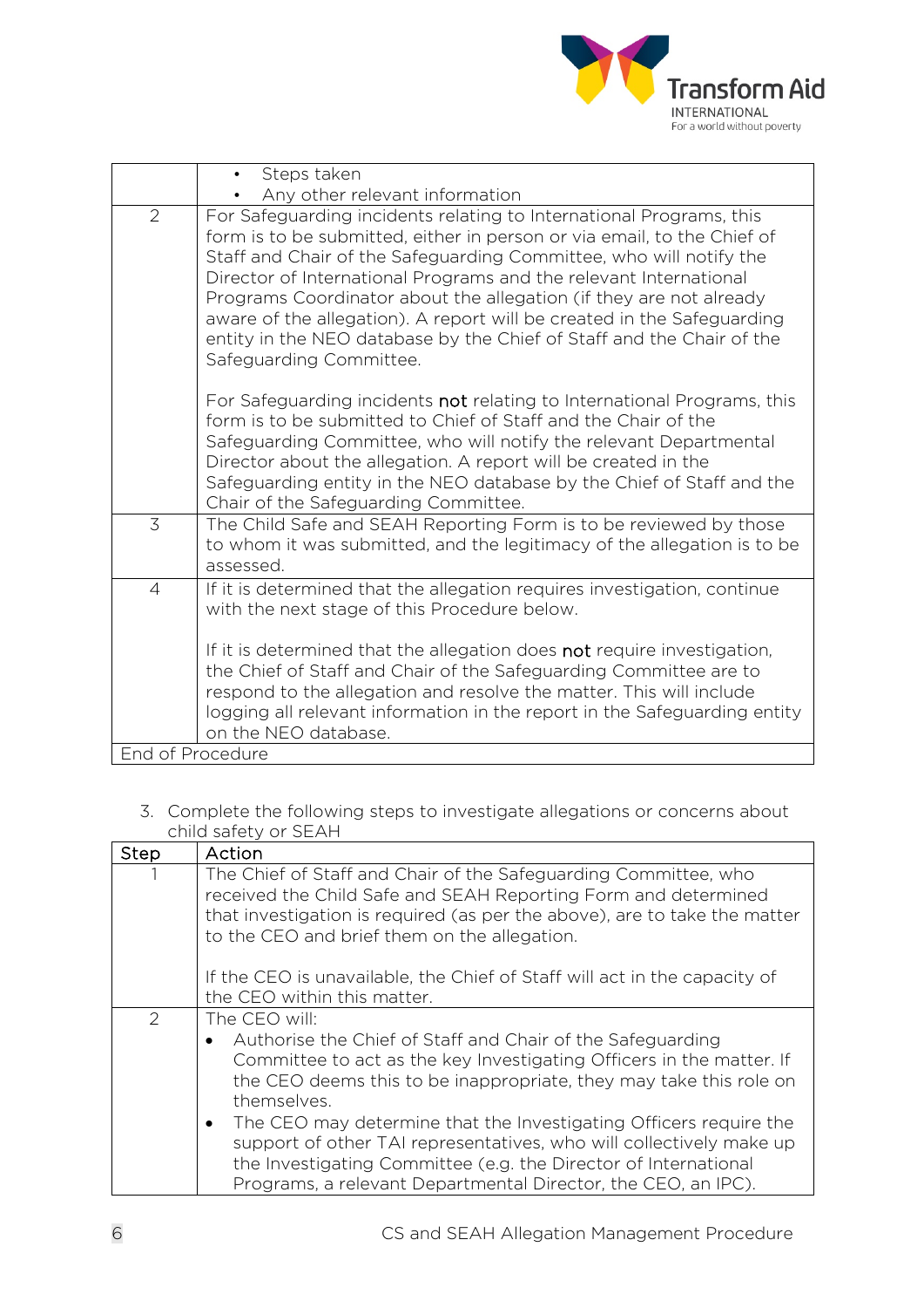| | |
|---|---|
| | • Steps taken<br>• Any other relevant information |
| 2 | For Safeguarding incidents relating to International Programs, this form is to be submitted, either in person or via email, to the Chief of Staff and Chair of the Safeguarding Committee, who will notify the Director of International Programs and the relevant International Programs Coordinator about the allegation (if they are not already aware of the allegation). A report will be created in the Safeguarding entity in the NEO database by the Chief of Staff and the Chair of the Safeguarding Committee.<br><br>For Safeguarding incidents **not** relating to International Programs, this form is to be submitted to Chief of Staff and the Chair of the Safeguarding Committee, who will notify the relevant Departmental Director about the allegation. A report will be created in the Safeguarding entity in the NEO database by the Chief of Staff and the Chair of the Safeguarding Committee. |
| 3 | The Child Safe and SEAH Reporting Form is to be reviewed by those to whom it was submitted, and the legitimacy of the allegation is to be assessed. |
| 4 | If it is determined that the allegation requires investigation, continue with the next stage of this Procedure below.<br><br>If it is determined that the allegation does **not** require investigation, the Chief of Staff and Chair of the Safeguarding Committee are to respond to the allegation and resolve the matter. This will include logging all relevant information in the report in the Safeguarding entity on the NEO database. |
| End of Procedure | |

3. Complete the following steps to investigate allegations or concerns about child safety or SEAH

| Step | Action |
|---|---|
| 1 | The Chief of Staff and Chair of the Safeguarding Committee, who received the Child Safe and SEAH Reporting Form and determined that investigation is required (as per the above), are to take the matter to the CEO and brief them on the allegation.<br><br>If the CEO is unavailable, the Chief of Staff will act in the capacity of the CEO within this matter. |
| 2 | The CEO will:<br>• Authorise the Chief of Staff and Chair of the Safeguarding Committee to act as the key Investigating Officers in the matter. If the CEO deems this to be inappropriate, they may take this role on themselves.<br>• The CEO may determine that the Investigating Officers require the support of other TAI representatives, who will collectively make up the Investigating Committee (e.g. the Director of International Programs, a relevant Departmental Director, the CEO, an IPC). |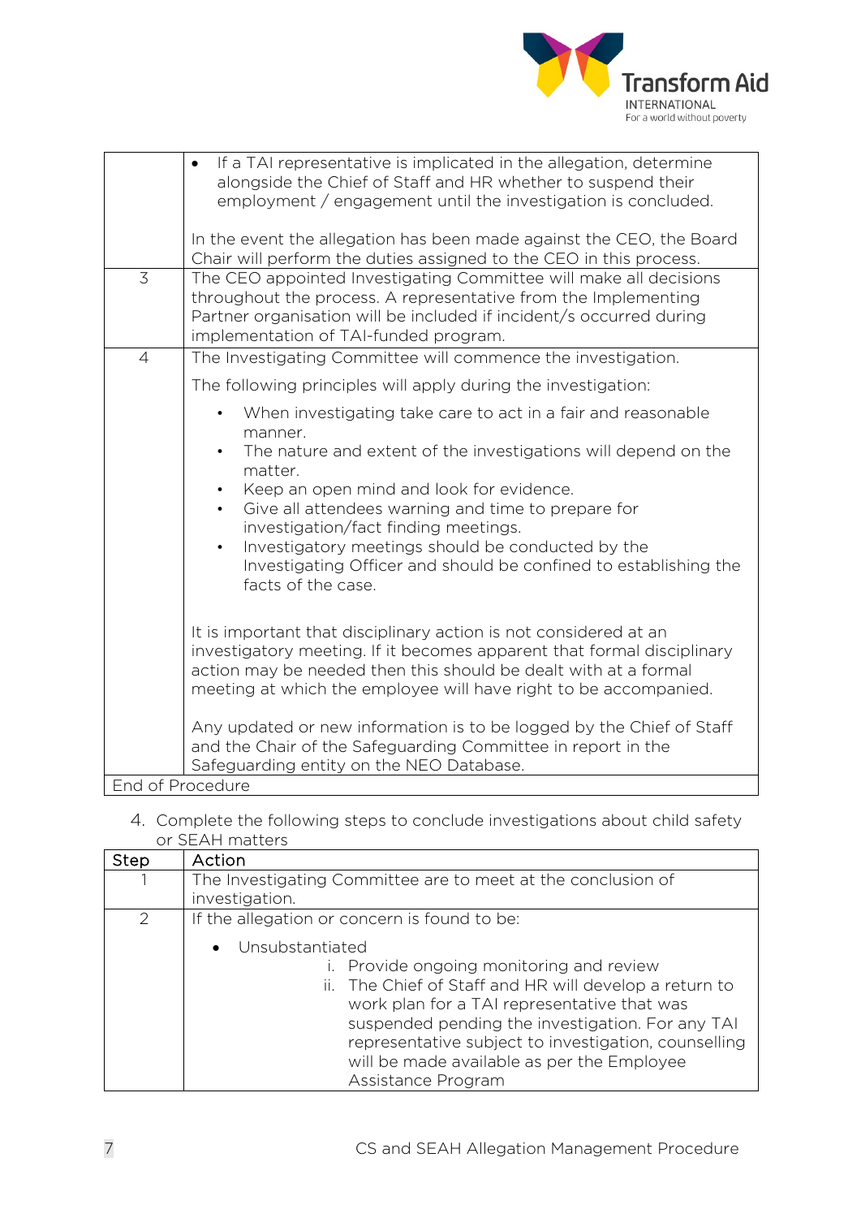| | |
|---|---|
| | • If a TAI representative is implicated in the allegation, determine alongside the Chief of Staff and HR whether to suspend their employment / engagement until the investigation is concluded.<br><br>In the event the allegation has been made against the CEO, the Board Chair will perform the duties assigned to the CEO in this process. |
| 3 | The CEO appointed Investigating Committee will make all decisions throughout the process. A representative from the Implementing Partner organisation will be included if incident/s occurred during implementation of TAI-funded program. |
| 4 | The Investigating Committee will commence the investigation.<br><br>The following principles will apply during the investigation:<br><br>• When investigating take care to act in a fair and reasonable manner.<br>• The nature and extent of the investigations will depend on the matter.<br>• Keep an open mind and look for evidence.<br>• Give all attendees warning and time to prepare for investigation/fact finding meetings.<br>• Investigatory meetings should be conducted by the Investigating Officer and should be confined to establishing the facts of the case.<br><br>It is important that disciplinary action is not considered at an investigatory meeting. If it becomes apparent that formal disciplinary action may be needed then this should be dealt with at a formal meeting at which the employee will have right to be accompanied.<br><br>Any updated or new information is to be logged by the Chief of Staff and the Chair of the Safeguarding Committee in report in the Safeguarding entity on the NEO Database. |
| End of Procedure | |

4. Complete the following steps to conclude investigations about child safety or SEAH matters

| Step | Action |
|---|---|
| 1 | The Investigating Committee are to meet at the conclusion of investigation. |
| 2 | If the allegation or concern is found to be:<br><br>• Unsubstantiated<br>i. Provide ongoing monitoring and review<br>ii. The Chief of Staff and HR will develop a return to work plan for a TAI representative that was suspended pending the investigation. For any TAI representative subject to investigation, counselling will be made available as per the Employee Assistance Program |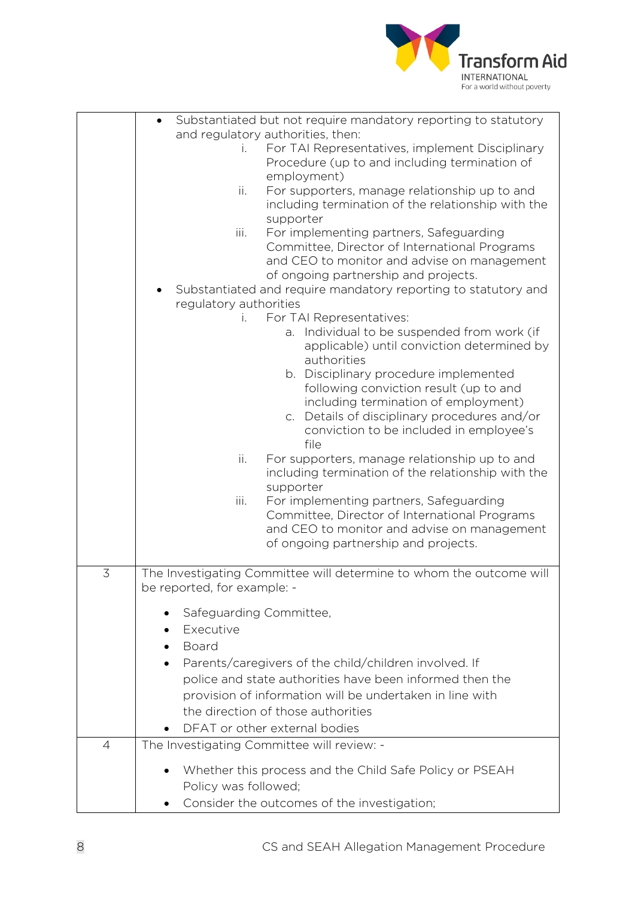| | |
|---|---|
| | • Substantiated but not require mandatory reporting to statutory and regulatory authorities, then:<br>i. For TAI Representatives, implement Disciplinary Procedure (up to and including termination of employment)<br>ii. For supporters, manage relationship up to and including termination of the relationship with the supporter<br>iii. For implementing partners, Safeguarding Committee, Director of International Programs and CEO to monitor and advise on management of ongoing partnership and projects.<br>• Substantiated and require mandatory reporting to statutory and regulatory authorities<br>i. For TAI Representatives:<br>a. Individual to be suspended from work (if applicable) until conviction determined by authorities<br>b. Disciplinary procedure implemented following conviction result (up to and including termination of employment)<br>c. Details of disciplinary procedures and/or conviction to be included in employee's file<br>ii. For supporters, manage relationship up to and including termination of the relationship with the supporter<br>iii. For implementing partners, Safeguarding Committee, Director of International Programs and CEO to monitor and advise on management of ongoing partnership and projects. |
| 3 | The Investigating Committee will determine to whom the outcome will be reported, for example: -<br>• Safeguarding Committee,<br>• Executive<br>• Board<br>• Parents/caregivers of the child/children involved. If police and state authorities have been informed then the provision of information will be undertaken in line with the direction of those authorities<br>• DFAT or other external bodies |
| 4 | The Investigating Committee will review: -<br>• Whether this process and the Child Safe Policy or PSEAH Policy was followed;<br>• Consider the outcomes of the investigation; |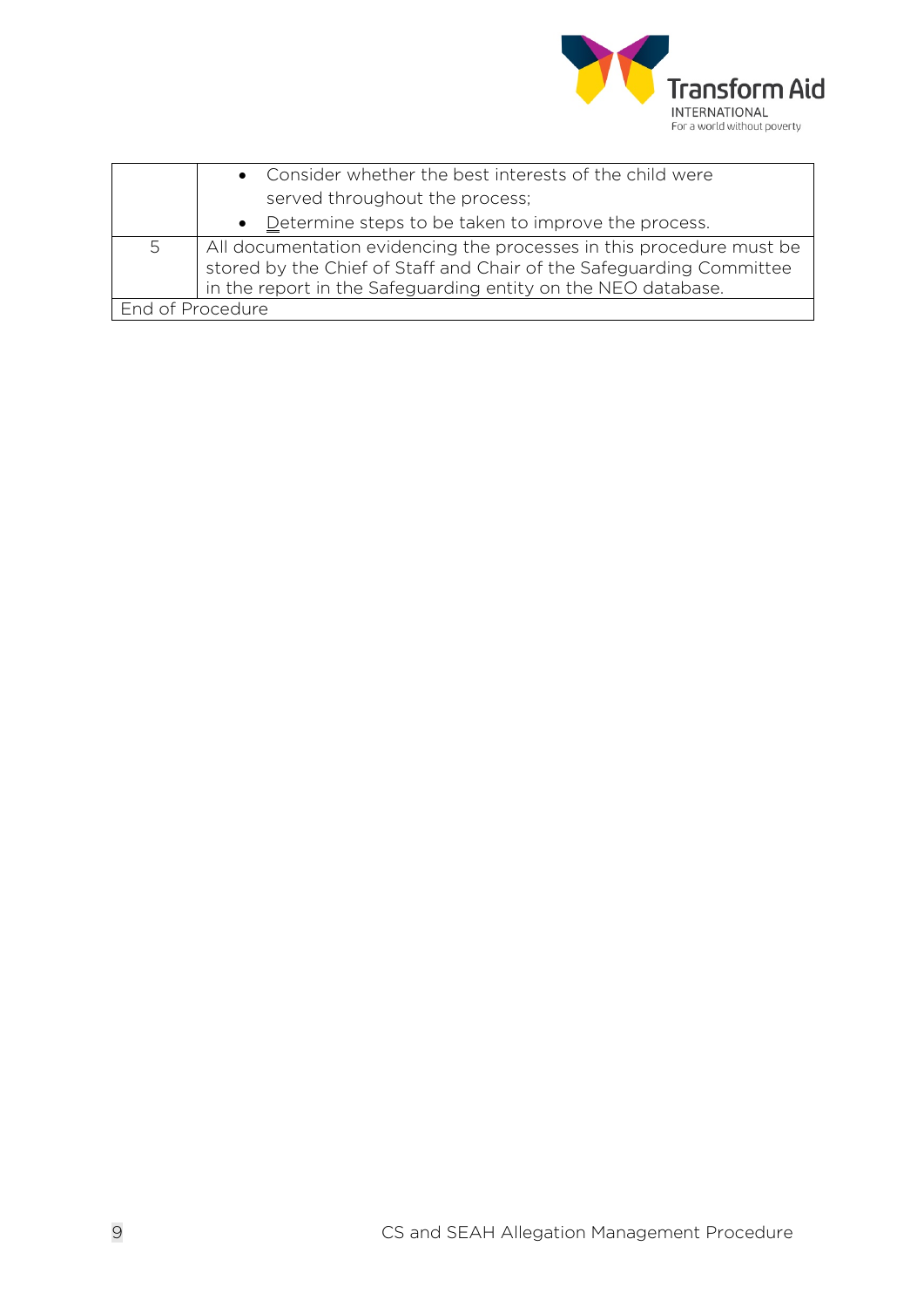| | |
|---|---|
| | • Consider whether the best interests of the child were served throughout the process;<br>• Determine steps to be taken to improve the process. |
| 5 | All documentation evidencing the processes in this procedure must be stored by the Chief of Staff and Chair of the Safeguarding Committee in the report in the Safeguarding entity on the NEO database. |
| End of Procedure | |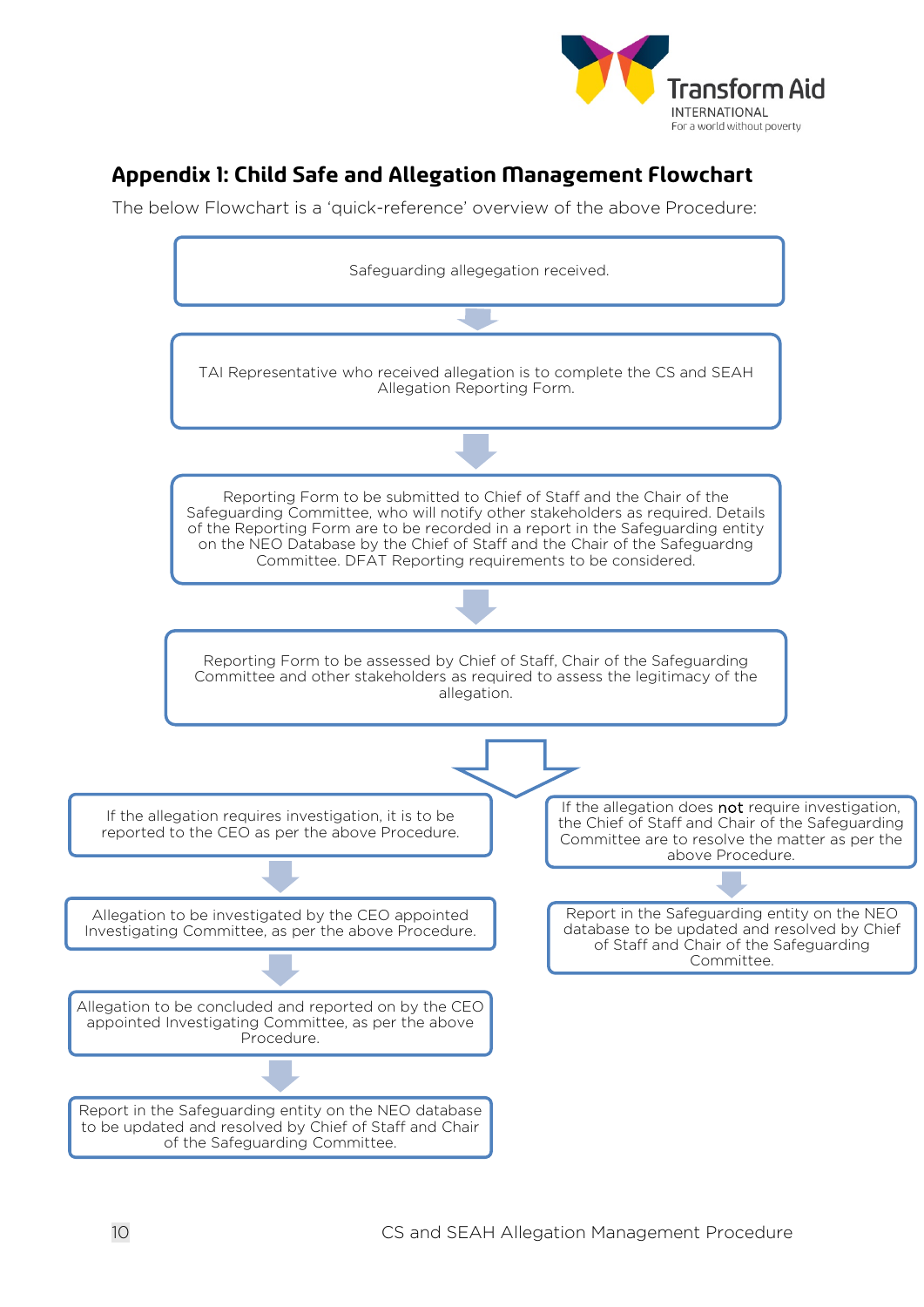## Appendix 1: Child Safe and Allegation Management Flowchart

The below Flowchart is a 'quick-reference' overview of the above Procedure:

Safeguarding allegegation received.

TAI Representative who received allegation is to complete the CS and SEAH Allegation Reporting Form.

Reporting Form to be submitted to Chief of Staff and the Chair of the Safeguarding Committee, who will notify other stakeholders as required. Details of the Reporting Form are to be recorded in a report in the Safeguarding entity on the NEO Database by the Chief of Staff and the Chair of the Safeguardng Committee. DFAT Reporting requirements to be considered.

Reporting Form to be assessed by Chief of Staff, Chair of the Safeguarding Committee and other stakeholders as required to assess the legitimacy of the allegation.

If the allegation requires investigation, it is to be reported to the CEO as per the above Procedure.

Allegation to be investigated by the CEO appointed Investigating Committee, as per the above Procedure.

Allegation to be concluded and reported on by the CEO appointed Investigating Committee, as per the above Procedure.

Report in the Safeguarding entity on the NEO database to be updated and resolved by Chief of Staff and Chair of the Safeguarding Committee.

If the allegation does **not** require investigation, the Chief of Staff and Chair of the Safeguarding Committee are to resolve the matter as per the above Procedure.

Report in the Safeguarding entity on the NEO database to be updated and resolved by Chief of Staff and Chair of the Safeguarding Committee.